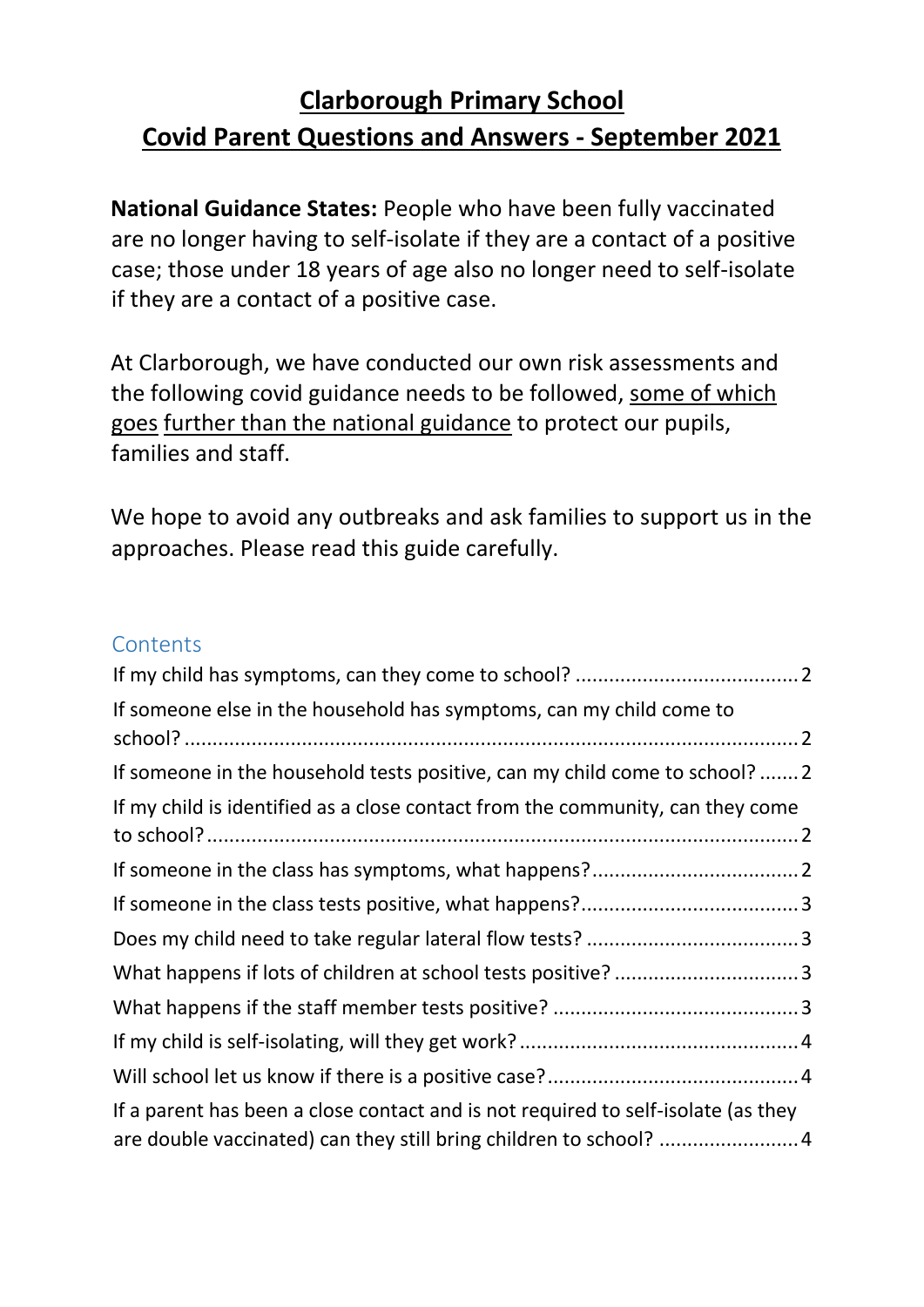# Clarborough Primary School
# Covid Parent Questions and Answers - September 2021

**National Guidance States:** People who have been fully vaccinated are no longer having to self-isolate if they are a contact of a positive case; those under 18 years of age also no longer need to self-isolate if they are a contact of a positive case.

At Clarborough, we have conducted our own risk assessments and the following covid guidance needs to be followed, some of which goes further than the national guidance to protect our pupils, families and staff.

We hope to avoid any outbreaks and ask families to support us in the approaches. Please read this guide carefully.

## Contents

- If my child has symptoms, can they come to school? ........................................ 2
- If someone else in the household has symptoms, can my child come to school? ........................................ 2
- If someone in the household tests positive, can my child come to school? ....... 2
- If my child is identified as a close contact from the community, can they come to school? ........................................ 2
- If someone in the class has symptoms, what happens? .................................... 2
- If someone in the class tests positive, what happens? ...................................... 3
- Does my child need to take regular lateral flow tests? ..................................... 3
- What happens if lots of children at school tests positive? ................................ 3
- What happens if the staff member tests positive? ........................................... 3
- If my child is self-isolating, will they get work? ................................................. 4
- Will school let us know if there is a positive case? ............................................ 4
- If a parent has been a close contact and is not required to self-isolate (as they are double vaccinated) can they still bring children to school? ......................... 4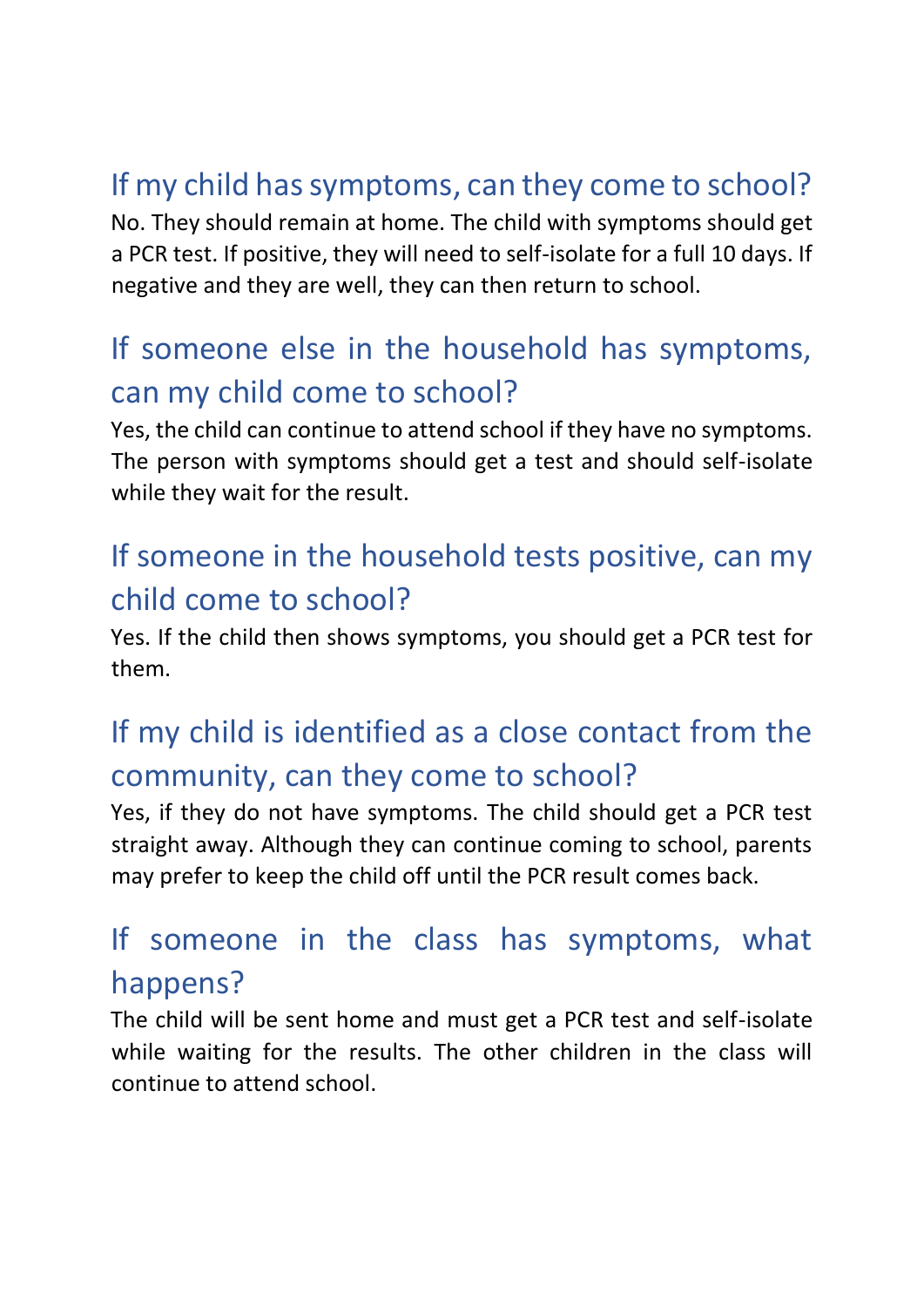## If my child has symptoms, can they come to school?

No. They should remain at home. The child with symptoms should get a PCR test. If positive, they will need to self-isolate for a full 10 days. If negative and they are well, they can then return to school.

## If someone else in the household has symptoms, can my child come to school?

Yes, the child can continue to attend school if they have no symptoms. The person with symptoms should get a test and should self-isolate while they wait for the result.

## If someone in the household tests positive, can my child come to school?

Yes. If the child then shows symptoms, you should get a PCR test for them.

## If my child is identified as a close contact from the community, can they come to school?

Yes, if they do not have symptoms. The child should get a PCR test straight away. Although they can continue coming to school, parents may prefer to keep the child off until the PCR result comes back.

## If someone in the class has symptoms, what happens?

The child will be sent home and must get a PCR test and self-isolate while waiting for the results. The other children in the class will continue to attend school.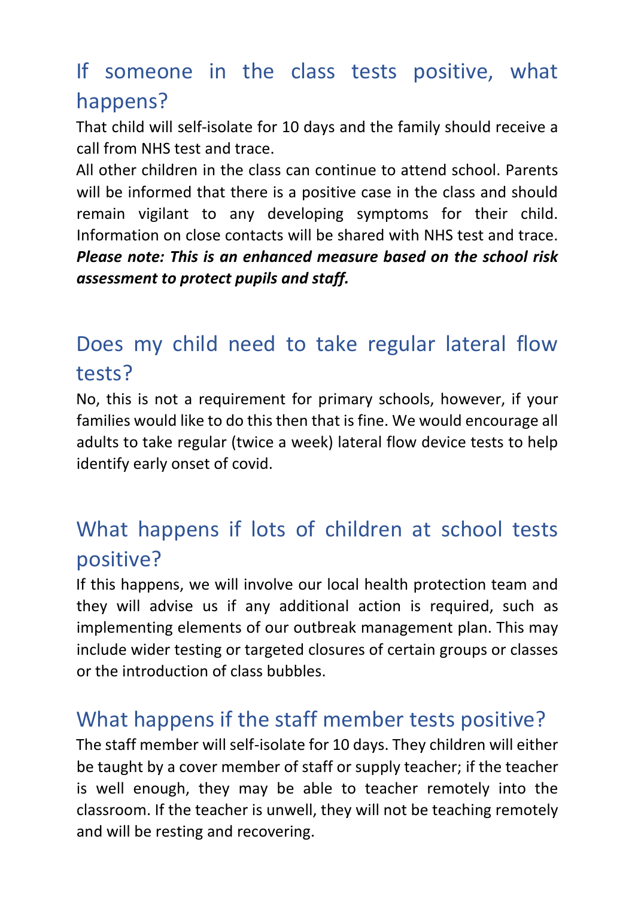## If someone in the class tests positive, what happens?

That child will self-isolate for 10 days and the family should receive a call from NHS test and trace.

All other children in the class can continue to attend school. Parents will be informed that there is a positive case in the class and should remain vigilant to any developing symptoms for their child. Information on close contacts will be shared with NHS test and trace. ***Please note: This is an enhanced measure based on the school risk assessment to protect pupils and staff.***

## Does my child need to take regular lateral flow tests?

No, this is not a requirement for primary schools, however, if your families would like to do this then that is fine. We would encourage all adults to take regular (twice a week) lateral flow device tests to help identify early onset of covid.

## What happens if lots of children at school tests positive?

If this happens, we will involve our local health protection team and they will advise us if any additional action is required, such as implementing elements of our outbreak management plan. This may include wider testing or targeted closures of certain groups or classes or the introduction of class bubbles.

## What happens if the staff member tests positive?

The staff member will self-isolate for 10 days. They children will either be taught by a cover member of staff or supply teacher; if the teacher is well enough, they may be able to teacher remotely into the classroom. If the teacher is unwell, they will not be teaching remotely and will be resting and recovering.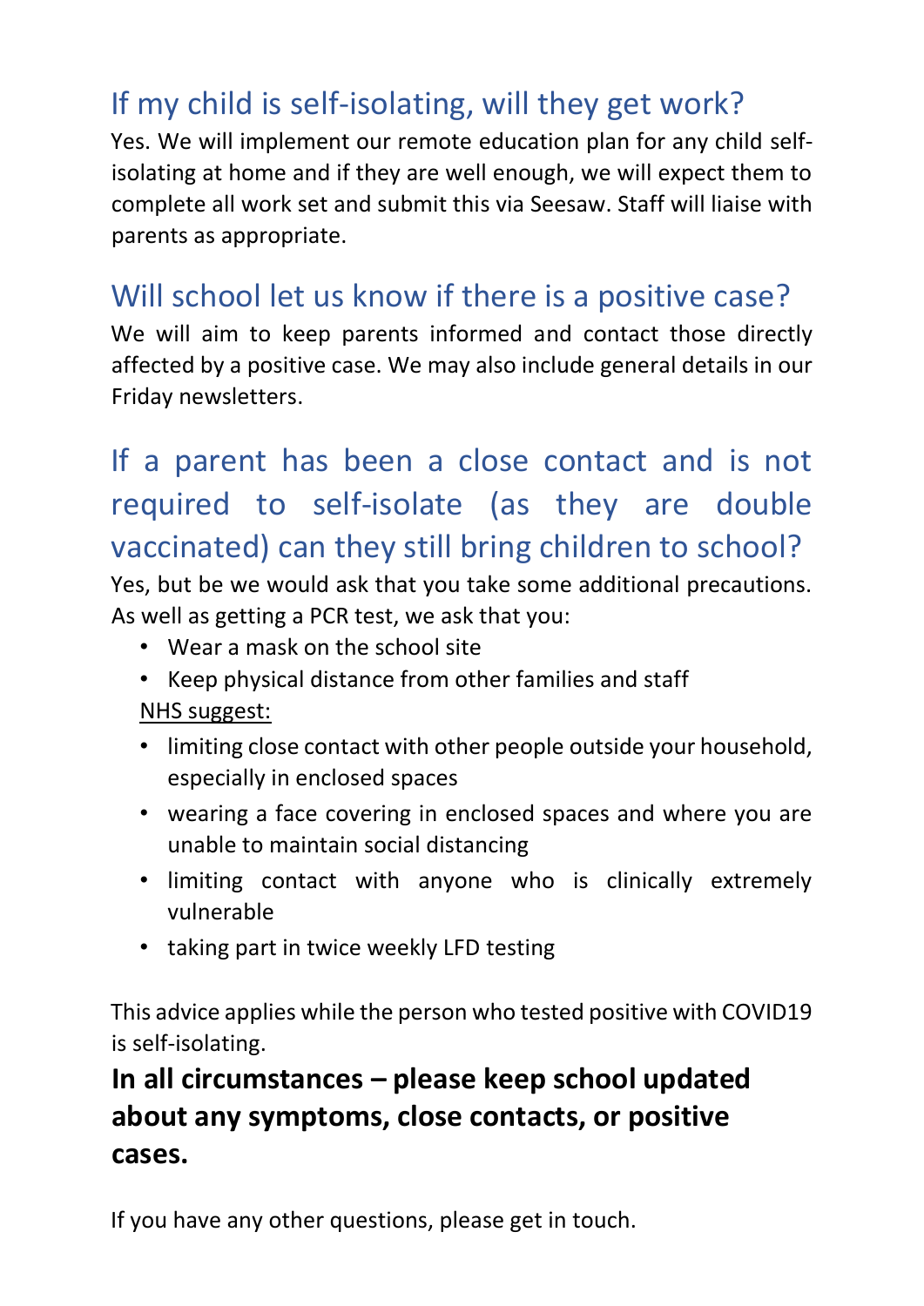## If my child is self-isolating, will they get work?

Yes. We will implement our remote education plan for any child self-isolating at home and if they are well enough, we will expect them to complete all work set and submit this via Seesaw. Staff will liaise with parents as appropriate.

## Will school let us know if there is a positive case?

We will aim to keep parents informed and contact those directly affected by a positive case. We may also include general details in our Friday newsletters.

## If a parent has been a close contact and is not required to self-isolate (as they are double vaccinated) can they still bring children to school?

Yes, but be we would ask that you take some additional precautions. As well as getting a PCR test, we ask that you:

- Wear a mask on the school site
- Keep physical distance from other families and staff

<u>NHS suggest:</u>

- limiting close contact with other people outside your household, especially in enclosed spaces
- wearing a face covering in enclosed spaces and where you are unable to maintain social distancing
- limiting contact with anyone who is clinically extremely vulnerable
- taking part in twice weekly LFD testing

This advice applies while the person who tested positive with COVID19 is self-isolating.

**In all circumstances – please keep school updated about any symptoms, close contacts, or positive cases.**

If you have any other questions, please get in touch.